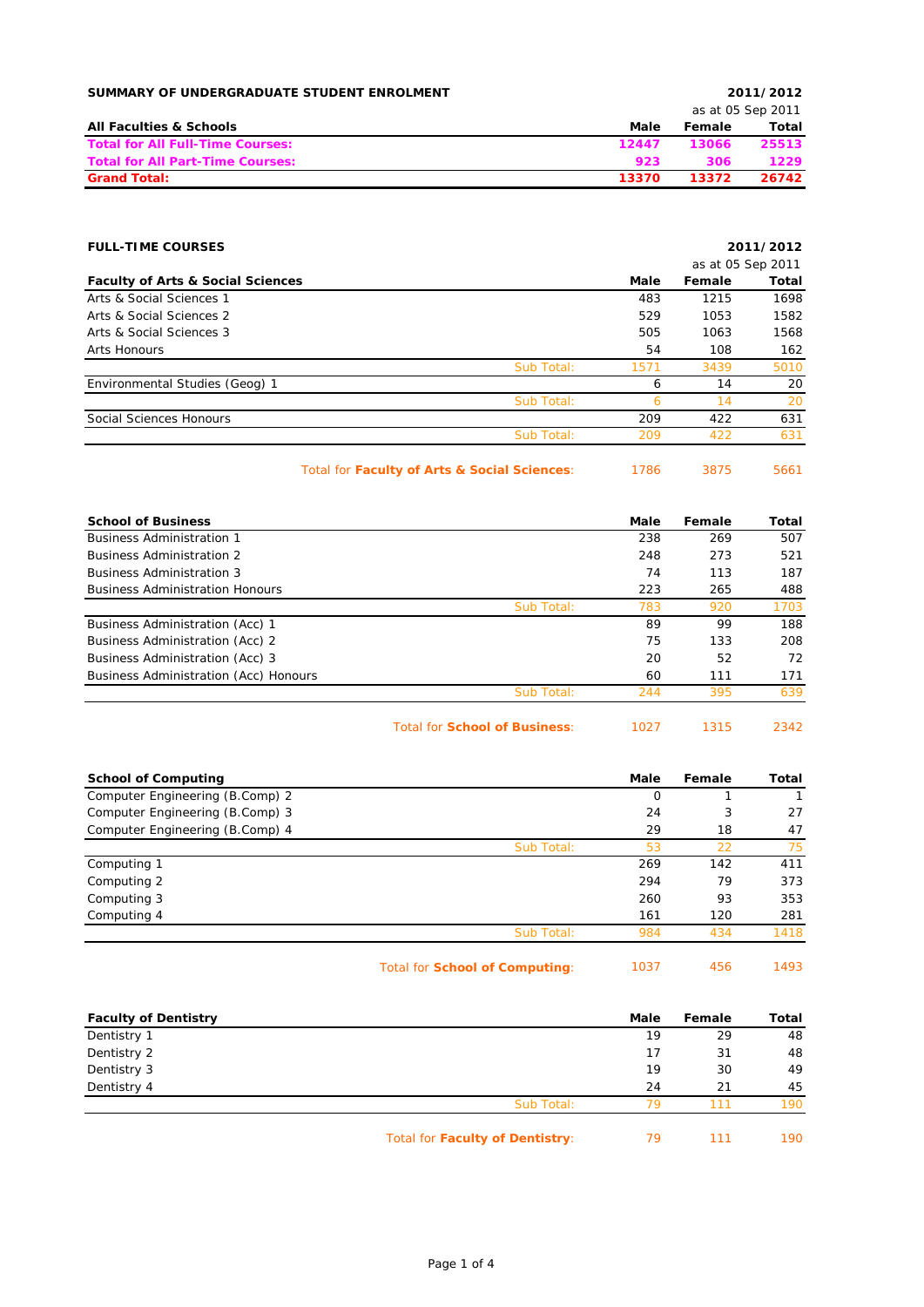**SUMMARY OF UNDERGRADUATE STUDENT ENROLMENT** **2011/2012**

as at 05 Sep 2011

| All Faculties & Schools | Male | Female | Total |
|---|---|---|---|
| **Total for All Full-Time Courses:** | **12447** | **13066** | **25513** |
| **Total for All Part-Time Courses:** | **923** | **306** | **1229** |
| **Grand Total:** | **13370** | **13372** | **26742** |

**FULL-TIME COURSES** **2011/2012**

as at 05 Sep 2011

| Faculty of Arts & Social Sciences | | Male | Female | Total |
|---|---|---|---|---|
| Arts & Social Sciences 1 | | 483 | 1215 | 1698 |
| Arts & Social Sciences 2 | | 529 | 1053 | 1582 |
| Arts & Social Sciences 3 | | 505 | 1063 | 1568 |
| Arts Honours | | 54 | 108 | 162 |
| | Sub Total: | 1571 | 3439 | 5010 |
| Environmental Studies (Geog) 1 | | 6 | 14 | 20 |
| | Sub Total: | 6 | 14 | 20 |
| Social Sciences Honours | | 209 | 422 | 631 |
| | Sub Total: | 209 | 422 | 631 |
| | Total for **Faculty of Arts & Social Sciences**: | 1786 | 3875 | 5661 |

| School of Business | | Male | Female | Total |
|---|---|---|---|---|
| Business Administration 1 | | 238 | 269 | 507 |
| Business Administration 2 | | 248 | 273 | 521 |
| Business Administration 3 | | 74 | 113 | 187 |
| Business Administration Honours | | 223 | 265 | 488 |
| | Sub Total: | 783 | 920 | 1703 |
| Business Administration (Acc) 1 | | 89 | 99 | 188 |
| Business Administration (Acc) 2 | | 75 | 133 | 208 |
| Business Administration (Acc) 3 | | 20 | 52 | 72 |
| Business Administration (Acc) Honours | | 60 | 111 | 171 |
| | Sub Total: | 244 | 395 | 639 |
| | Total for **School of Business**: | 1027 | 1315 | 2342 |

| School of Computing | | Male | Female | Total |
|---|---|---|---|---|
| Computer Engineering (B.Comp) 2 | | 0 | 1 | 1 |
| Computer Engineering (B.Comp) 3 | | 24 | 3 | 27 |
| Computer Engineering (B.Comp) 4 | | 29 | 18 | 47 |
| | Sub Total: | 53 | 22 | 75 |
| Computing 1 | | 269 | 142 | 411 |
| Computing 2 | | 294 | 79 | 373 |
| Computing 3 | | 260 | 93 | 353 |
| Computing 4 | | 161 | 120 | 281 |
| | Sub Total: | 984 | 434 | 1418 |
| | Total for **School of Computing**: | 1037 | 456 | 1493 |

| Faculty of Dentistry | | Male | Female | Total |
|---|---|---|---|---|
| Dentistry 1 | | 19 | 29 | 48 |
| Dentistry 2 | | 17 | 31 | 48 |
| Dentistry 3 | | 19 | 30 | 49 |
| Dentistry 4 | | 24 | 21 | 45 |
| | Sub Total: | 79 | 111 | 190 |
| | Total for **Faculty of Dentistry**: | 79 | 111 | 190 |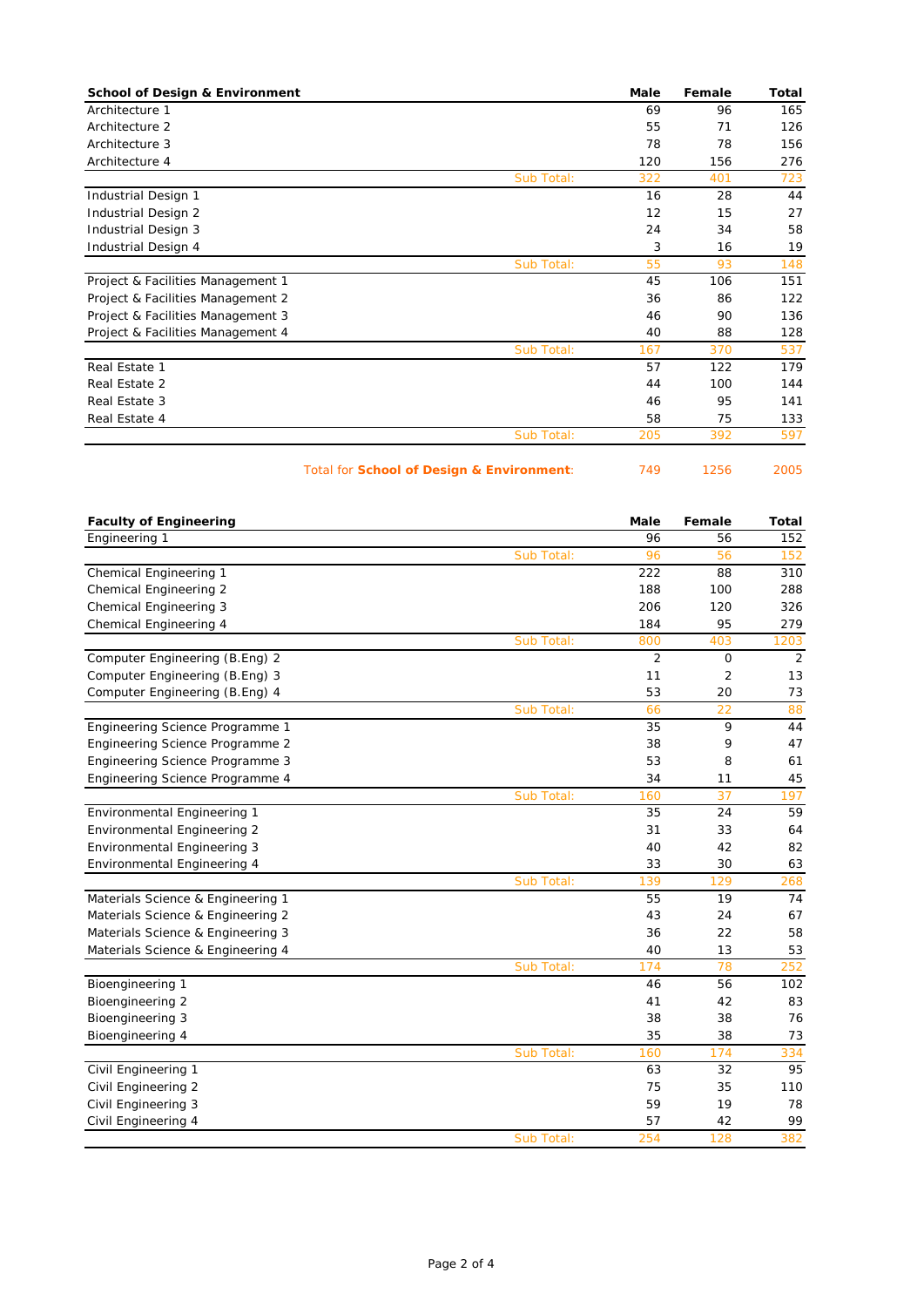| School of Design & Environment | | Male | Female | Total |
|---|---|---|---|---|
| Architecture 1 | | 69 | 96 | 165 |
| Architecture 2 | | 55 | 71 | 126 |
| Architecture 3 | | 78 | 78 | 156 |
| Architecture 4 | | 120 | 156 | 276 |
| | Sub Total: | 322 | 401 | 723 |
| Industrial Design 1 | | 16 | 28 | 44 |
| Industrial Design 2 | | 12 | 15 | 27 |
| Industrial Design 3 | | 24 | 34 | 58 |
| Industrial Design 4 | | 3 | 16 | 19 |
| | Sub Total: | 55 | 93 | 148 |
| Project & Facilities Management 1 | | 45 | 106 | 151 |
| Project & Facilities Management 2 | | 36 | 86 | 122 |
| Project & Facilities Management 3 | | 46 | 90 | 136 |
| Project & Facilities Management 4 | | 40 | 88 | 128 |
| | Sub Total: | 167 | 370 | 537 |
| Real Estate 1 | | 57 | 122 | 179 |
| Real Estate 2 | | 44 | 100 | 144 |
| Real Estate 3 | | 46 | 95 | 141 |
| Real Estate 4 | | 58 | 75 | 133 |
| | Sub Total: | 205 | 392 | 597 |
| | Total for **School of Design & Environment**: | 749 | 1256 | 2005 |

| Faculty of Engineering | | Male | Female | Total |
|---|---|---|---|---|
| Engineering 1 | | 96 | 56 | 152 |
| | Sub Total: | 96 | 56 | 152 |
| Chemical Engineering 1 | | 222 | 88 | 310 |
| Chemical Engineering 2 | | 188 | 100 | 288 |
| Chemical Engineering 3 | | 206 | 120 | 326 |
| Chemical Engineering 4 | | 184 | 95 | 279 |
| | Sub Total: | 800 | 403 | 1203 |
| Computer Engineering (B.Eng) 2 | | 2 | 0 | 2 |
| Computer Engineering (B.Eng) 3 | | 11 | 2 | 13 |
| Computer Engineering (B.Eng) 4 | | 53 | 20 | 73 |
| | Sub Total: | 66 | 22 | 88 |
| Engineering Science Programme 1 | | 35 | 9 | 44 |
| Engineering Science Programme 2 | | 38 | 9 | 47 |
| Engineering Science Programme 3 | | 53 | 8 | 61 |
| Engineering Science Programme 4 | | 34 | 11 | 45 |
| | Sub Total: | 160 | 37 | 197 |
| Environmental Engineering 1 | | 35 | 24 | 59 |
| Environmental Engineering 2 | | 31 | 33 | 64 |
| Environmental Engineering 3 | | 40 | 42 | 82 |
| Environmental Engineering 4 | | 33 | 30 | 63 |
| | Sub Total: | 139 | 129 | 268 |
| Materials Science & Engineering 1 | | 55 | 19 | 74 |
| Materials Science & Engineering 2 | | 43 | 24 | 67 |
| Materials Science & Engineering 3 | | 36 | 22 | 58 |
| Materials Science & Engineering 4 | | 40 | 13 | 53 |
| | Sub Total: | 174 | 78 | 252 |
| Bioengineering 1 | | 46 | 56 | 102 |
| Bioengineering 2 | | 41 | 42 | 83 |
| Bioengineering 3 | | 38 | 38 | 76 |
| Bioengineering 4 | | 35 | 38 | 73 |
| | Sub Total: | 160 | 174 | 334 |
| Civil Engineering 1 | | 63 | 32 | 95 |
| Civil Engineering 2 | | 75 | 35 | 110 |
| Civil Engineering 3 | | 59 | 19 | 78 |
| Civil Engineering 4 | | 57 | 42 | 99 |
| | Sub Total: | 254 | 128 | 382 |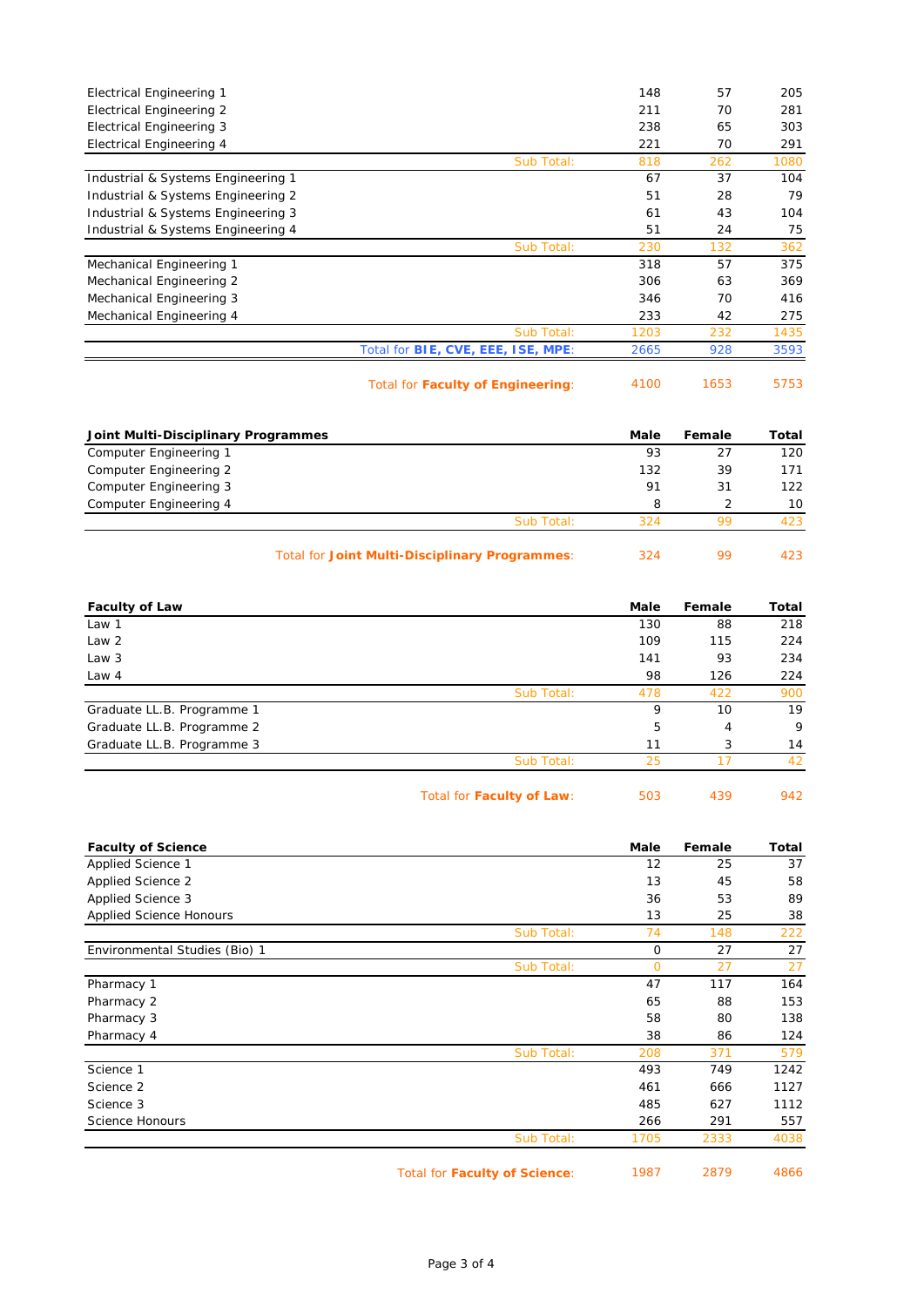| | Male | Female | Total |
|---|---|---|---|
| Electrical Engineering 1 | 148 | 57 | 205 |
| Electrical Engineering 2 | 211 | 70 | 281 |
| Electrical Engineering 3 | 238 | 65 | 303 |
| Electrical Engineering 4 | 221 | 70 | 291 |
| Sub Total: | 818 | 262 | 1080 |
| Industrial & Systems Engineering 1 | 67 | 37 | 104 |
| Industrial & Systems Engineering 2 | 51 | 28 | 79 |
| Industrial & Systems Engineering 3 | 61 | 43 | 104 |
| Industrial & Systems Engineering 4 | 51 | 24 | 75 |
| Sub Total: | 230 | 132 | 362 |
| Mechanical Engineering 1 | 318 | 57 | 375 |
| Mechanical Engineering 2 | 306 | 63 | 369 |
| Mechanical Engineering 3 | 346 | 70 | 416 |
| Mechanical Engineering 4 | 233 | 42 | 275 |
| Sub Total: | 1203 | 232 | 1435 |
| Total for **BIE, CVE, EEE, ISE, MPE**: | 2665 | 928 | 3593 |
| Total for **Faculty of Engineering**: | 4100 | 1653 | 5753 |

| **Joint Multi-Disciplinary Programmes** | **Male** | **Female** | **Total** |
|---|---|---|---|
| Computer Engineering 1 | 93 | 27 | 120 |
| Computer Engineering 2 | 132 | 39 | 171 |
| Computer Engineering 3 | 91 | 31 | 122 |
| Computer Engineering 4 | 8 | 2 | 10 |
| Sub Total: | 324 | 99 | 423 |
| Total for **Joint Multi-Disciplinary Programmes**: | 324 | 99 | 423 |

| **Faculty of Law** | **Male** | **Female** | **Total** |
|---|---|---|---|
| Law 1 | 130 | 88 | 218 |
| Law 2 | 109 | 115 | 224 |
| Law 3 | 141 | 93 | 234 |
| Law 4 | 98 | 126 | 224 |
| Sub Total: | 478 | 422 | 900 |
| Graduate LL.B. Programme 1 | 9 | 10 | 19 |
| Graduate LL.B. Programme 2 | 5 | 4 | 9 |
| Graduate LL.B. Programme 3 | 11 | 3 | 14 |
| Sub Total: | 25 | 17 | 42 |
| Total for **Faculty of Law**: | 503 | 439 | 942 |

| **Faculty of Science** | **Male** | **Female** | **Total** |
|---|---|---|---|
| Applied Science 1 | 12 | 25 | 37 |
| Applied Science 2 | 13 | 45 | 58 |
| Applied Science 3 | 36 | 53 | 89 |
| Applied Science Honours | 13 | 25 | 38 |
| Sub Total: | 74 | 148 | 222 |
| Environmental Studies (Bio) 1 | 0 | 27 | 27 |
| Sub Total: | 0 | 27 | 27 |
| Pharmacy 1 | 47 | 117 | 164 |
| Pharmacy 2 | 65 | 88 | 153 |
| Pharmacy 3 | 58 | 80 | 138 |
| Pharmacy 4 | 38 | 86 | 124 |
| Sub Total: | 208 | 371 | 579 |
| Science 1 | 493 | 749 | 1242 |
| Science 2 | 461 | 666 | 1127 |
| Science 3 | 485 | 627 | 1112 |
| Science Honours | 266 | 291 | 557 |
| Sub Total: | 1705 | 2333 | 4038 |
| Total for **Faculty of Science**: | 1987 | 2879 | 4866 |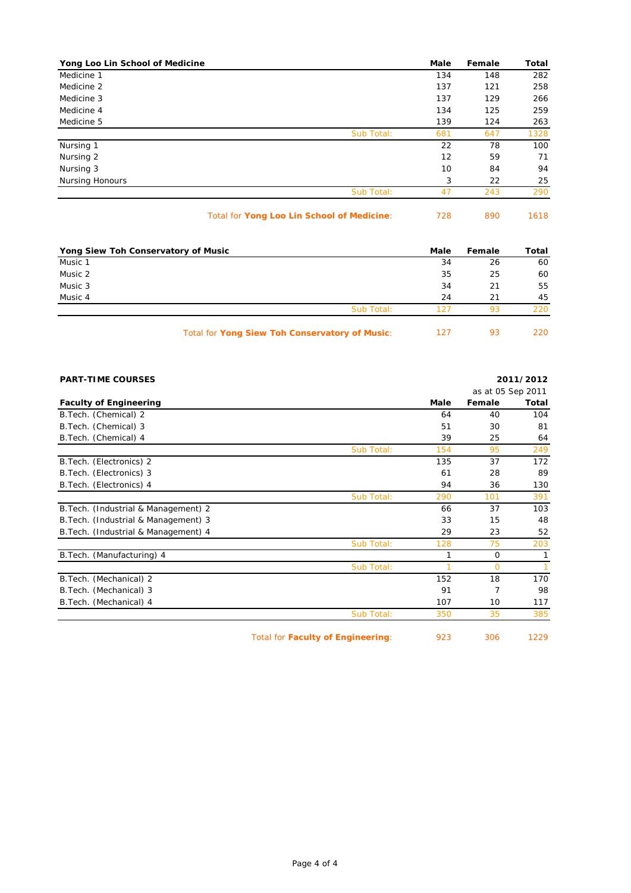| Yong Loo Lin School of Medicine | Male | Female | Total |
|---|---|---|---|
| Medicine 1 | 134 | 148 | 282 |
| Medicine 2 | 137 | 121 | 258 |
| Medicine 3 | 137 | 129 | 266 |
| Medicine 4 | 134 | 125 | 259 |
| Medicine 5 | 139 | 124 | 263 |
| Sub Total: | 681 | 647 | 1328 |
| Nursing 1 | 22 | 78 | 100 |
| Nursing 2 | 12 | 59 | 71 |
| Nursing 3 | 10 | 84 | 94 |
| Nursing Honours | 3 | 22 | 25 |
| Sub Total: | 47 | 243 | 290 |
| Total for **Yong Loo Lin School of Medicine**: | 728 | 890 | 1618 |

| Yong Siew Toh Conservatory of Music | Male | Female | Total |
|---|---|---|---|
| Music 1 | 34 | 26 | 60 |
| Music 2 | 35 | 25 | 60 |
| Music 3 | 34 | 21 | 55 |
| Music 4 | 24 | 21 | 45 |
| Sub Total: | 127 | 93 | 220 |
| Total for **Yong Siew Toh Conservatory of Music**: | 127 | 93 | 220 |

**PART-TIME COURSES** **2011/2012**

as at 05 Sep 2011

| Faculty of Engineering | Male | Female | Total |
|---|---|---|---|
| B.Tech. (Chemical) 2 | 64 | 40 | 104 |
| B.Tech. (Chemical) 3 | 51 | 30 | 81 |
| B.Tech. (Chemical) 4 | 39 | 25 | 64 |
| Sub Total: | 154 | 95 | 249 |
| B.Tech. (Electronics) 2 | 135 | 37 | 172 |
| B.Tech. (Electronics) 3 | 61 | 28 | 89 |
| B.Tech. (Electronics) 4 | 94 | 36 | 130 |
| Sub Total: | 290 | 101 | 391 |
| B.Tech. (Industrial & Management) 2 | 66 | 37 | 103 |
| B.Tech. (Industrial & Management) 3 | 33 | 15 | 48 |
| B.Tech. (Industrial & Management) 4 | 29 | 23 | 52 |
| Sub Total: | 128 | 75 | 203 |
| B.Tech. (Manufacturing) 4 | 1 | 0 | 1 |
| Sub Total: | 1 | 0 | 1 |
| B.Tech. (Mechanical) 2 | 152 | 18 | 170 |
| B.Tech. (Mechanical) 3 | 91 | 7 | 98 |
| B.Tech. (Mechanical) 4 | 107 | 10 | 117 |
| Sub Total: | 350 | 35 | 385 |
| Total for **Faculty of Engineering**: | 923 | 306 | 1229 |